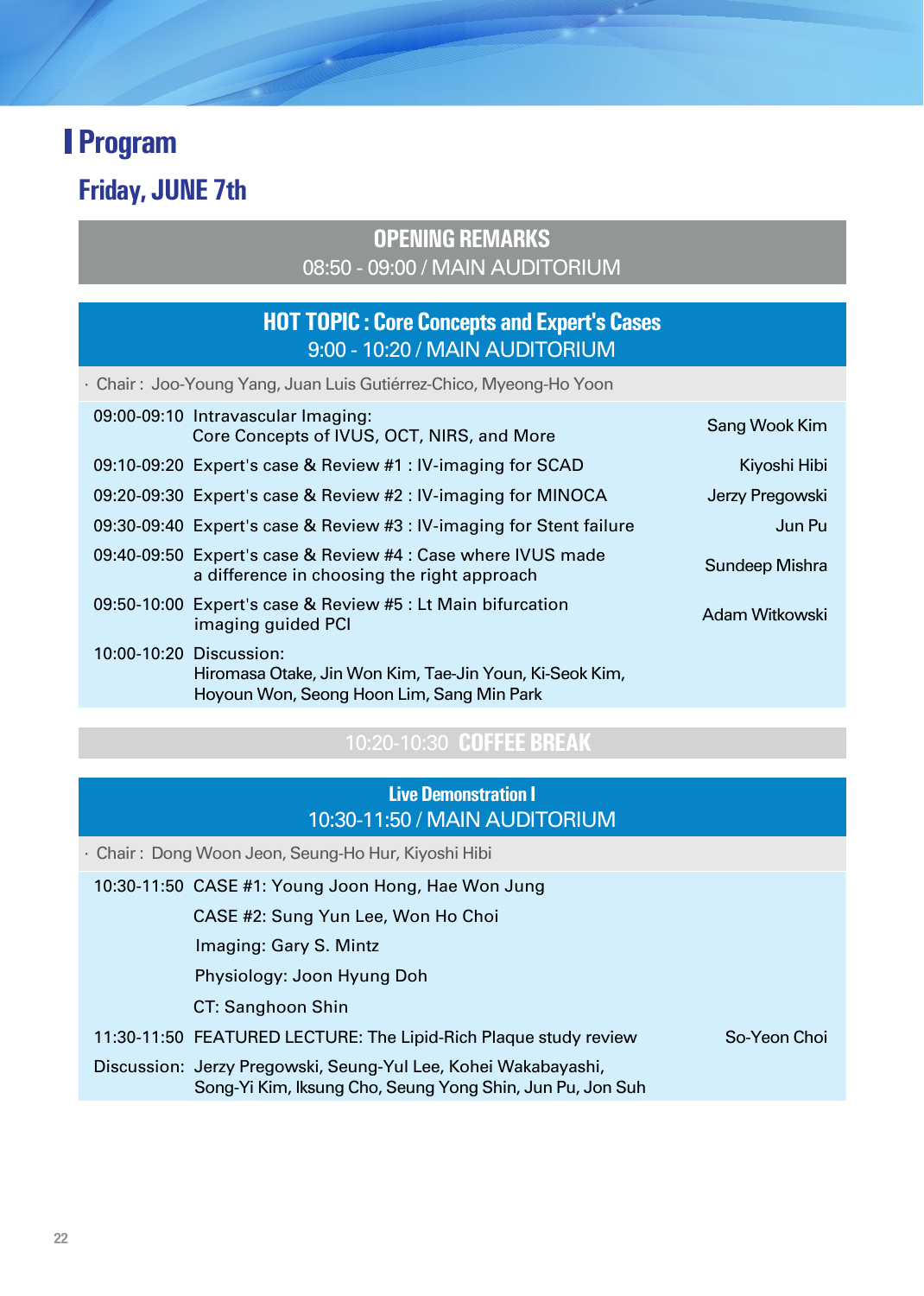# Program

## Friday, JUNE 7th

### OPENING REMARKS
08:50 - 09:00 / MAIN AUDITORIUM

### HOT TOPIC : Core Concepts and Expert's Cases
9:00 - 10:20 / MAIN AUDITORIUM

· Chair : Joo-Young Yang, Juan Luis Gutiérrez-Chico, Myeong-Ho Yoon

| Time | Topic | Speaker |
|---|---|---|
| 09:00-09:10 | Intravascular Imaging: Core Concepts of IVUS, OCT, NIRS, and More | Sang Wook Kim |
| 09:10-09:20 | Expert's case & Review #1 : IV-imaging for SCAD | Kiyoshi Hibi |
| 09:20-09:30 | Expert's case & Review #2 : IV-imaging for MINOCA | Jerzy Pregowski |
| 09:30-09:40 | Expert's case & Review #3 : IV-imaging for Stent failure | Jun Pu |
| 09:40-09:50 | Expert's case & Review #4 : Case where IVUS made a difference in choosing the right approach | Sundeep Mishra |
| 09:50-10:00 | Expert's case & Review #5 : Lt Main bifurcation imaging guided PCI | Adam Witkowski |
| 10:00-10:20 | Discussion: Hiromasa Otake, Jin Won Kim, Tae-Jin Youn, Ki-Seok Kim, Hoyoun Won, Seong Hoon Lim, Sang Min Park | |

### 10:20-10:30 COFFEE BREAK

### Live Demonstration I
10:30-11:50 / MAIN AUDITORIUM

· Chair : Dong Woon Jeon, Seung-Ho Hur, Kiyoshi Hibi

| Time | Topic | Speaker |
|---|---|---|
| 10:30-11:50 | CASE #1: Young Joon Hong, Hae Won Jung<br>CASE #2: Sung Yun Lee, Won Ho Choi<br>Imaging: Gary S. Mintz<br>Physiology: Joon Hyung Doh<br>CT: Sanghoon Shin | |
| 11:30-11:50 | FEATURED LECTURE: The Lipid-Rich Plaque study review | So-Yeon Choi |
| Discussion: | Jerzy Pregowski, Seung-Yul Lee, Kohei Wakabayashi, Song-Yi Kim, Iksung Cho, Seung Yong Shin, Jun Pu, Jon Suh | |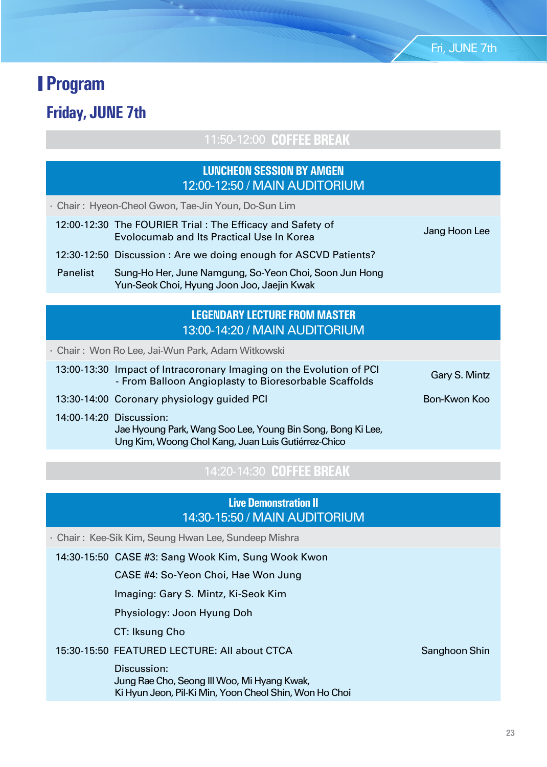# Program

## Friday, JUNE 7th

**11:50-12:00 COFFEE BREAK**

### LUNCHEON SESSION BY AMGEN
12:00-12:50 / MAIN AUDITORIUM

· Chair : Hyeon-Cheol Gwon, Tae-Jin Youn, Do-Sun Lim

| Time | Topic | Speaker |
|---|---|---|
| 12:00-12:30 | The FOURIER Trial : The Efficacy and Safety of Evolocumab and Its Practical Use In Korea | Jang Hoon Lee |
| 12:30-12:50 | Discussion : Are we doing enough for ASCVD Patients? | |
| Panelist | Sung-Ho Her, June Namgung, So-Yeon Choi, Soon Jun Hong, Yun-Seok Choi, Hyung Joon Joo, Jaejin Kwak | |

### LEGENDARY LECTURE FROM MASTER
13:00-14:20 / MAIN AUDITORIUM

· Chair : Won Ro Lee, Jai-Wun Park, Adam Witkowski

| Time | Topic | Speaker |
|---|---|---|
| 13:00-13:30 | Impact of Intracoronary Imaging on the Evolution of PCI - From Balloon Angioplasty to Bioresorbable Scaffolds | Gary S. Mintz |
| 13:30-14:00 | Coronary physiology guided PCI | Bon-Kwon Koo |
| 14:00-14:20 | Discussion: Jae Hyoung Park, Wang Soo Lee, Young Bin Song, Bong Ki Lee, Ung Kim, Woong Chol Kang, Juan Luis Gutiérrez-Chico | |

**14:20-14:30 COFFEE BREAK**

### Live Demonstration II
14:30-15:50 / MAIN AUDITORIUM

· Chair : Kee-Sik Kim, Seung Hwan Lee, Sundeep Mishra

| Time | Topic | Speaker |
|---|---|---|
| 14:30-15:50 | CASE #3: Sang Wook Kim, Sung Wook Kwon | |
| | CASE #4: So-Yeon Choi, Hae Won Jung | |
| | Imaging: Gary S. Mintz, Ki-Seok Kim | |
| | Physiology: Joon Hyung Doh | |
| | CT: Iksung Cho | |
| 15:30-15:50 | FEATURED LECTURE: All about CTCA | Sanghoon Shin |
| | Discussion: Jung Rae Cho, Seong Ill Woo, Mi Hyang Kwak, Ki Hyun Jeon, Pil-Ki Min, Yoon Cheol Shin, Won Ho Choi | |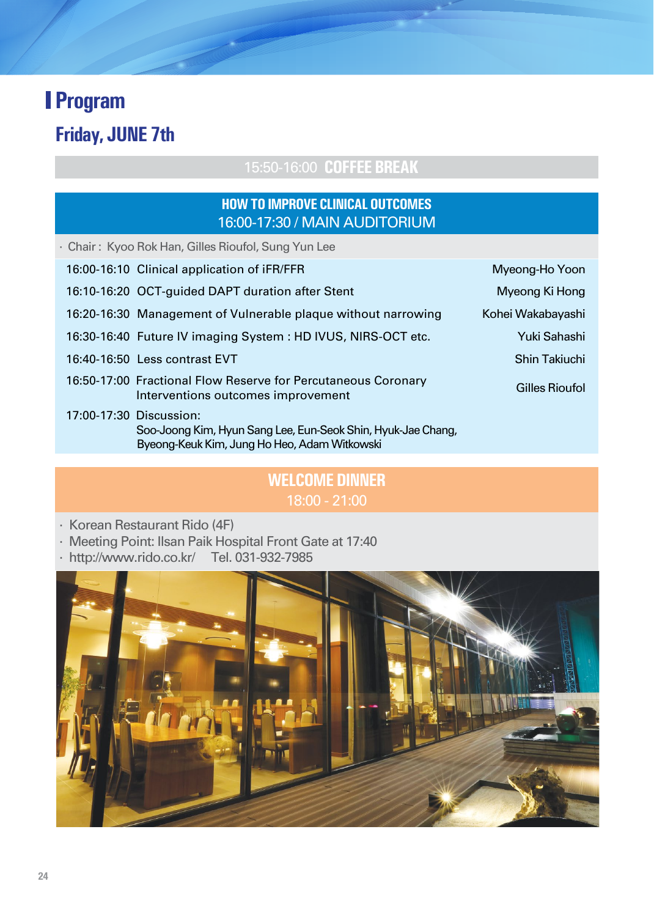# Program

## Friday, JUNE 7th

15:50-16:00 **COFFEE BREAK**

### HOW TO IMPROVE CLINICAL OUTCOMES
16:00-17:30 / MAIN AUDITORIUM

· Chair : Kyoo Rok Han, Gilles Rioufol, Sung Yun Lee

| Time | Topic | Speaker |
|---|---|---|
| 16:00-16:10 | Clinical application of iFR/FFR | Myeong-Ho Yoon |
| 16:10-16:20 | OCT-guided DAPT duration after Stent | Myeong Ki Hong |
| 16:20-16:30 | Management of Vulnerable plaque without narrowing | Kohei Wakabayashi |
| 16:30-16:40 | Future IV imaging System : HD IVUS, NIRS-OCT etc. | Yuki Sahashi |
| 16:40-16:50 | Less contrast EVT | Shin Takiuchi |
| 16:50-17:00 | Fractional Flow Reserve for Percutaneous Coronary Interventions outcomes improvement | Gilles Rioufol |
| 17:00-17:30 | Discussion: Soo-Joong Kim, Hyun Sang Lee, Eun-Seok Shin, Hyuk-Jae Chang, Byeong-Keuk Kim, Jung Ho Heo, Adam Witkowski | |

### WELCOME DINNER
18:00 - 21:00

- Korean Restaurant Rido (4F)
- Meeting Point: Ilsan Paik Hospital Front Gate at 17:40
- http://www.rido.co.kr/ Tel. 031-932-7985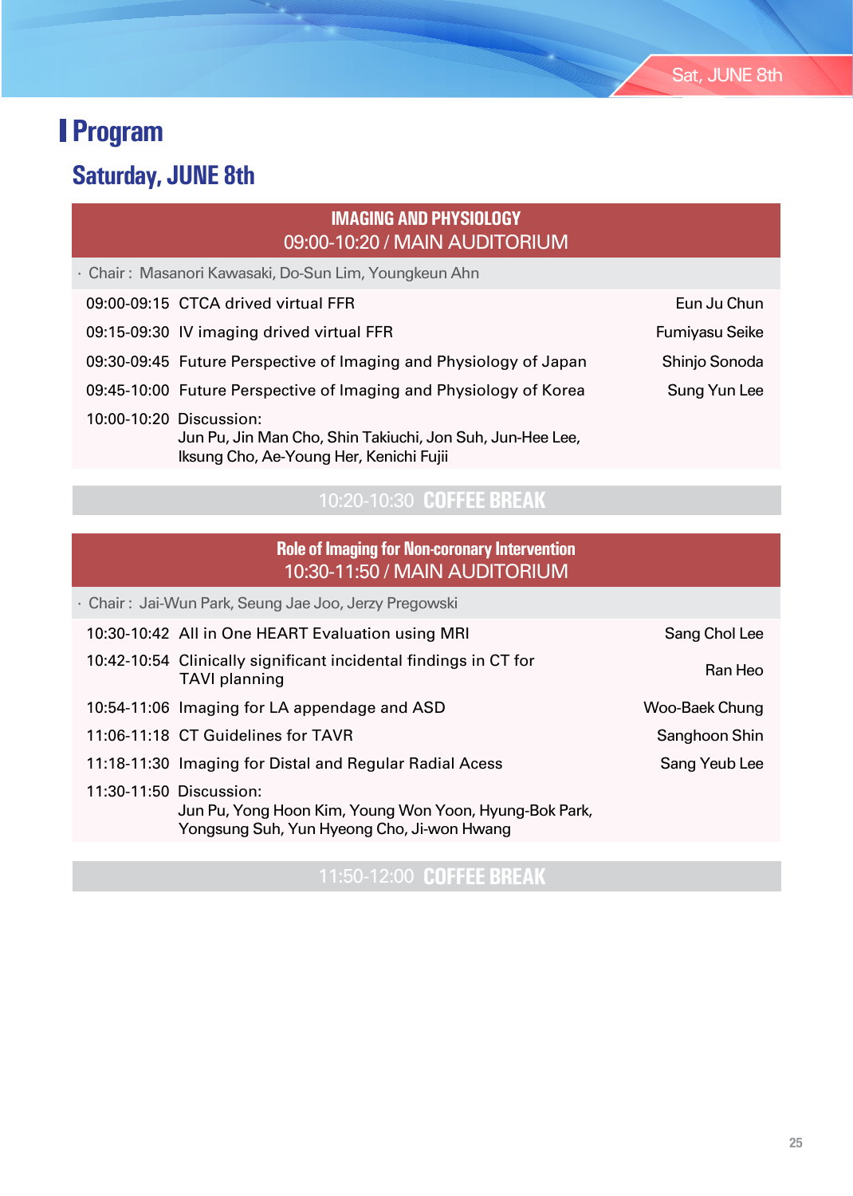# Program

## Saturday, JUNE 8th

### IMAGING AND PHYSIOLOGY
09:00-10:20 / MAIN AUDITORIUM

· Chair : Masanori Kawasaki, Do-Sun Lim, Youngkeun Ahn

| Time | Title | Speaker |
|---|---|---|
| 09:00-09:15 | CTCA drived virtual FFR | Eun Ju Chun |
| 09:15-09:30 | IV imaging drived virtual FFR | Fumiyasu Seike |
| 09:30-09:45 | Future Perspective of Imaging and Physiology of Japan | Shinjo Sonoda |
| 09:45-10:00 | Future Perspective of Imaging and Physiology of Korea | Sung Yun Lee |
| 10:00-10:20 | Discussion: Jun Pu, Jin Man Cho, Shin Takiuchi, Jon Suh, Jun-Hee Lee, Iksung Cho, Ae-Young Her, Kenichi Fujii | |

10:20-10:30 **COFFEE BREAK**

### Role of Imaging for Non-coronary Intervention
10:30-11:50 / MAIN AUDITORIUM

· Chair : Jai-Wun Park, Seung Jae Joo, Jerzy Pregowski

| Time | Title | Speaker |
|---|---|---|
| 10:30-10:42 | All in One HEART Evaluation using MRI | Sang Chol Lee |
| 10:42-10:54 | Clinically significant incidental findings in CT for TAVI planning | Ran Heo |
| 10:54-11:06 | Imaging for LA appendage and ASD | Woo-Baek Chung |
| 11:06-11:18 | CT Guidelines for TAVR | Sanghoon Shin |
| 11:18-11:30 | Imaging for Distal and Regular Radial Acess | Sang Yeub Lee |
| 11:30-11:50 | Discussion: Jun Pu, Yong Hoon Kim, Young Won Yoon, Hyung-Bok Park, Yongsung Suh, Yun Hyeong Cho, Ji-won Hwang | |

11:50-12:00 **COFFEE BREAK**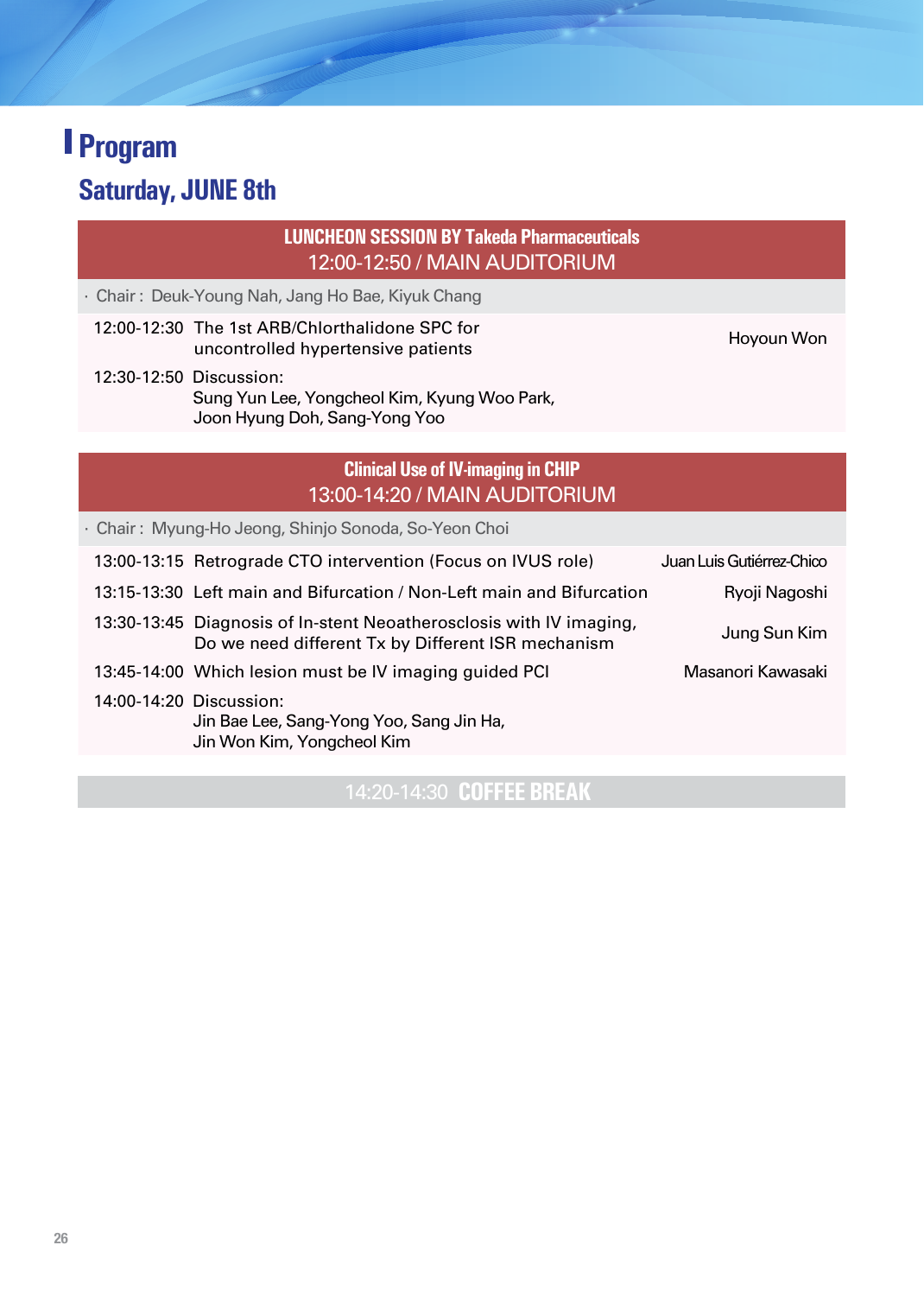# Program

## Saturday, JUNE 8th

### LUNCHEON SESSION BY Takeda Pharmaceuticals
12:00-12:50 / MAIN AUDITORIUM

· Chair : Deuk-Young Nah, Jang Ho Bae, Kiyuk Chang

| Time | Topic | Speaker |
|---|---|---|
| 12:00-12:30 | The 1st ARB/Chlorthalidone SPC for uncontrolled hypertensive patients | Hoyoun Won |
| 12:30-12:50 | Discussion: Sung Yun Lee, Yongcheol Kim, Kyung Woo Park, Joon Hyung Doh, Sang-Yong Yoo | |

### Clinical Use of IV-imaging in CHIP
13:00-14:20 / MAIN AUDITORIUM

· Chair : Myung-Ho Jeong, Shinjo Sonoda, So-Yeon Choi

| Time | Topic | Speaker |
|---|---|---|
| 13:00-13:15 | Retrograde CTO intervention (Focus on IVUS role) | Juan Luis Gutiérrez-Chico |
| 13:15-13:30 | Left main and Bifurcation / Non-Left main and Bifurcation | Ryoji Nagoshi |
| 13:30-13:45 | Diagnosis of In-stent Neoatherosclosis with IV imaging, Do we need different Tx by Different ISR mechanism | Jung Sun Kim |
| 13:45-14:00 | Which lesion must be IV imaging guided PCI | Masanori Kawasaki |
| 14:00-14:20 | Discussion: Jin Bae Lee, Sang-Yong Yoo, Sang Jin Ha, Jin Won Kim, Yongcheol Kim | |

14:20-14:30 **COFFEE BREAK**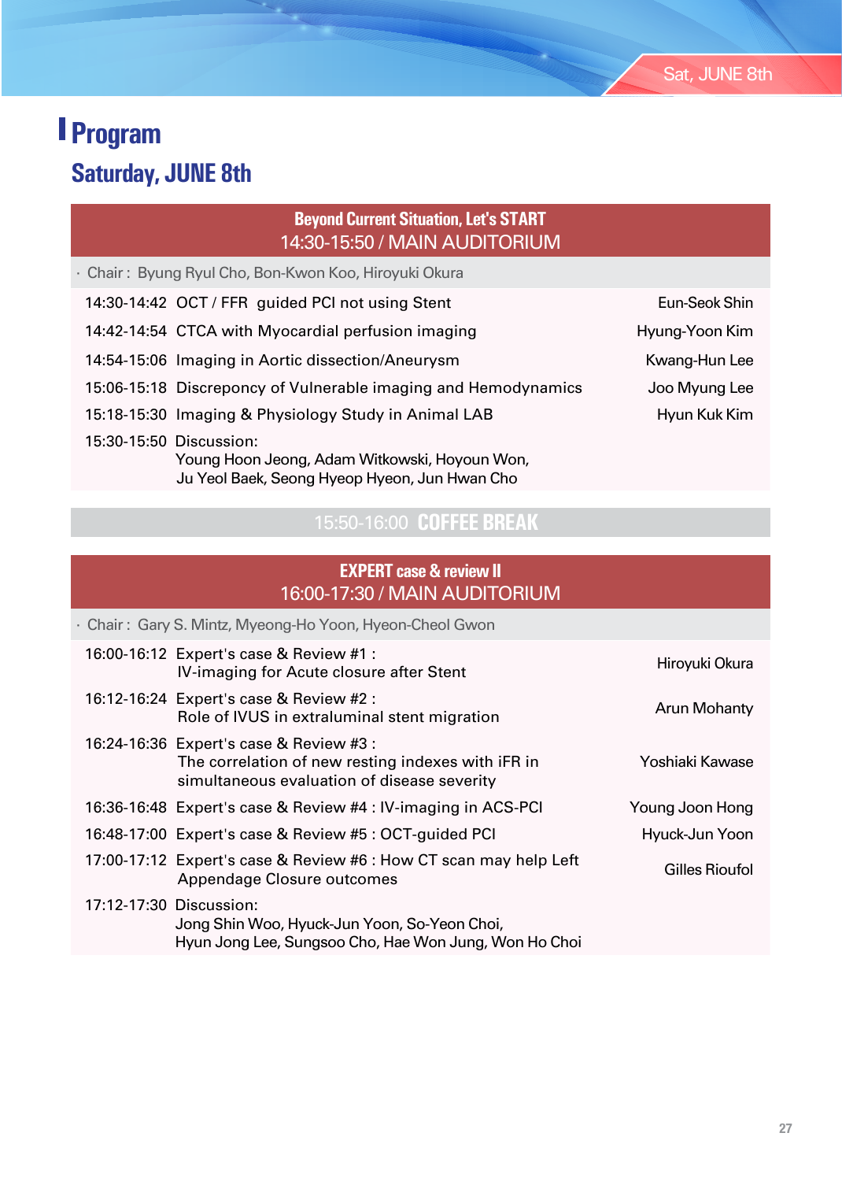# Program

## Saturday, JUNE 8th

### Beyond Current Situation, Let's START
14:30-15:50 / MAIN AUDITORIUM

· Chair : Byung Ryul Cho, Bon-Kwon Koo, Hiroyuki Okura

| Time | Topic | Speaker |
|---|---|---|
| 14:30-14:42 | OCT / FFR guided PCI not using Stent | Eun-Seok Shin |
| 14:42-14:54 | CTCA with Myocardial perfusion imaging | Hyung-Yoon Kim |
| 14:54-15:06 | Imaging in Aortic dissection/Aneurysm | Kwang-Hun Lee |
| 15:06-15:18 | Discrepency of Vulnerable imaging and Hemodynamics | Joo Myung Lee |
| 15:18-15:30 | Imaging & Physiology Study in Animal LAB | Hyun Kuk Kim |
| 15:30-15:50 | Discussion: Young Hoon Jeong, Adam Witkowski, Hoyoun Won, Ju Yeol Baek, Seong Hyeop Hyeon, Jun Hwan Cho | |

**15:50-16:00 COFFEE BREAK**

### EXPERT case & review II
16:00-17:30 / MAIN AUDITORIUM

· Chair : Gary S. Mintz, Myeong-Ho Yoon, Hyeon-Cheol Gwon

| Time | Topic | Speaker |
|---|---|---|
| 16:00-16:12 | Expert's case & Review #1 : IV-imaging for Acute closure after Stent | Hiroyuki Okura |
| 16:12-16:24 | Expert's case & Review #2 : Role of IVUS in extraluminal stent migration | Arun Mohanty |
| 16:24-16:36 | Expert's case & Review #3 : The correlation of new resting indexes with iFR in simultaneous evaluation of disease severity | Yoshiaki Kawase |
| 16:36-16:48 | Expert's case & Review #4 : IV-imaging in ACS-PCI | Young Joon Hong |
| 16:48-17:00 | Expert's case & Review #5 : OCT-guided PCI | Hyuck-Jun Yoon |
| 17:00-17:12 | Expert's case & Review #6 : How CT scan may help Left Appendage Closure outcomes | Gilles Rioufol |
| 17:12-17:30 | Discussion: Jong Shin Woo, Hyuck-Jun Yoon, So-Yeon Choi, Hyun Jong Lee, Sungsoo Cho, Hae Won Jung, Won Ho Choi | |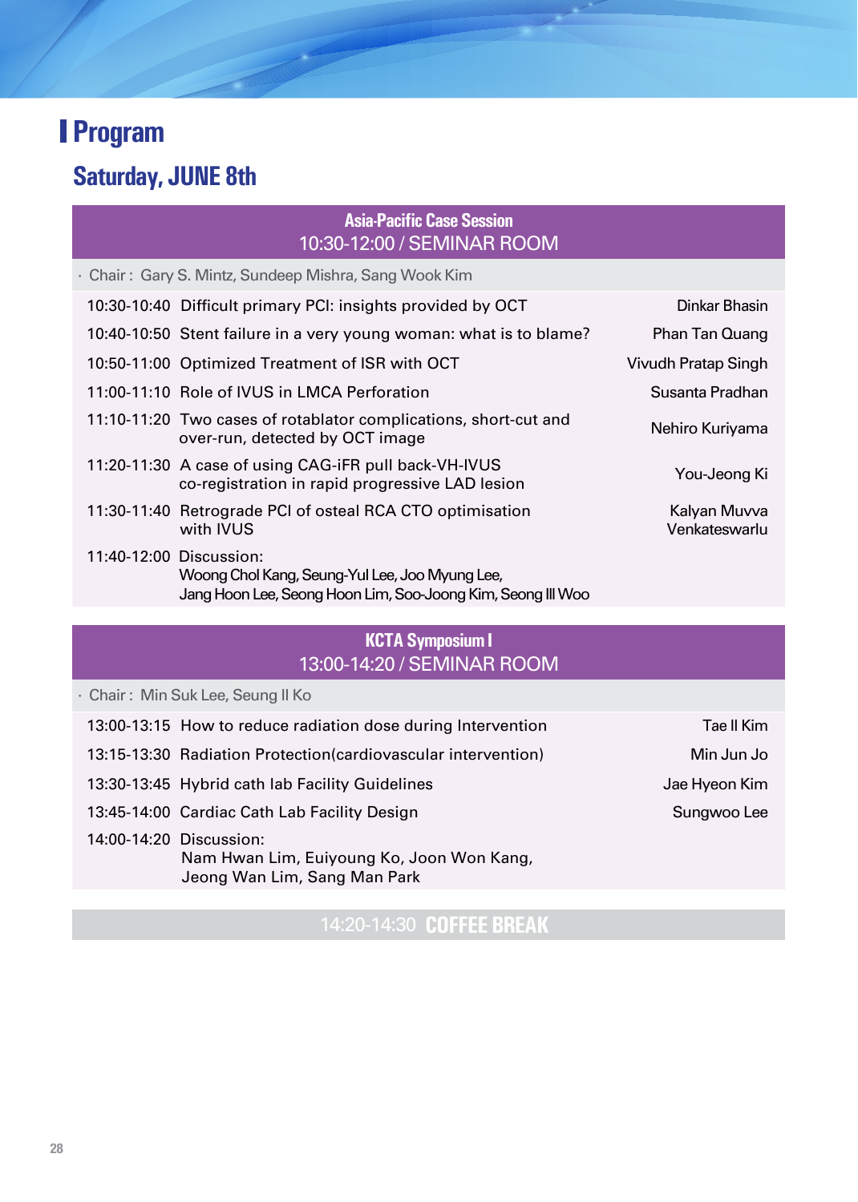# Program

## Saturday, JUNE 8th

### Asia-Pacific Case Session
10:30-12:00 / SEMINAR ROOM

· Chair : Gary S. Mintz, Sundeep Mishra, Sang Wook Kim

| Time | Title | Speaker |
|---|---|---|
| 10:30-10:40 | Difficult primary PCI: insights provided by OCT | Dinkar Bhasin |
| 10:40-10:50 | Stent failure in a very young woman: what is to blame? | Phan Tan Quang |
| 10:50-11:00 | Optimized Treatment of ISR with OCT | Vivudh Pratap Singh |
| 11:00-11:10 | Role of IVUS in LMCA Perforation | Susanta Pradhan |
| 11:10-11:20 | Two cases of rotablator complications, short-cut and over-run, detected by OCT image | Nehiro Kuriyama |
| 11:20-11:30 | A case of using CAG-iFR pull back-VH-IVUS co-registration in rapid progressive LAD lesion | You-Jeong Ki |
| 11:30-11:40 | Retrograde PCI of osteal RCA CTO optimisation with IVUS | Kalyan Muvva Venkateswarlu |
| 11:40-12:00 | Discussion: Woong Chol Kang, Seung-Yul Lee, Joo Myung Lee, Jang Hoon Lee, Seong Hoon Lim, Soo-Joong Kim, Seong Ill Woo | |

### KCTA Symposium I
13:00-14:20 / SEMINAR ROOM

· Chair : Min Suk Lee, Seung Il Ko

| Time | Title | Speaker |
|---|---|---|
| 13:00-13:15 | How to reduce radiation dose during Intervention | Tae Il Kim |
| 13:15-13:30 | Radiation Protection(cardiovascular intervention) | Min Jun Jo |
| 13:30-13:45 | Hybrid cath lab Facility Guidelines | Jae Hyeon Kim |
| 13:45-14:00 | Cardiac Cath Lab Facility Design | Sungwoo Lee |
| 14:00-14:20 | Discussion: Nam Hwan Lim, Euiyoung Ko, Joon Won Kang, Jeong Wan Lim, Sang Man Park | |

14:20-14:30 **COFFEE BREAK**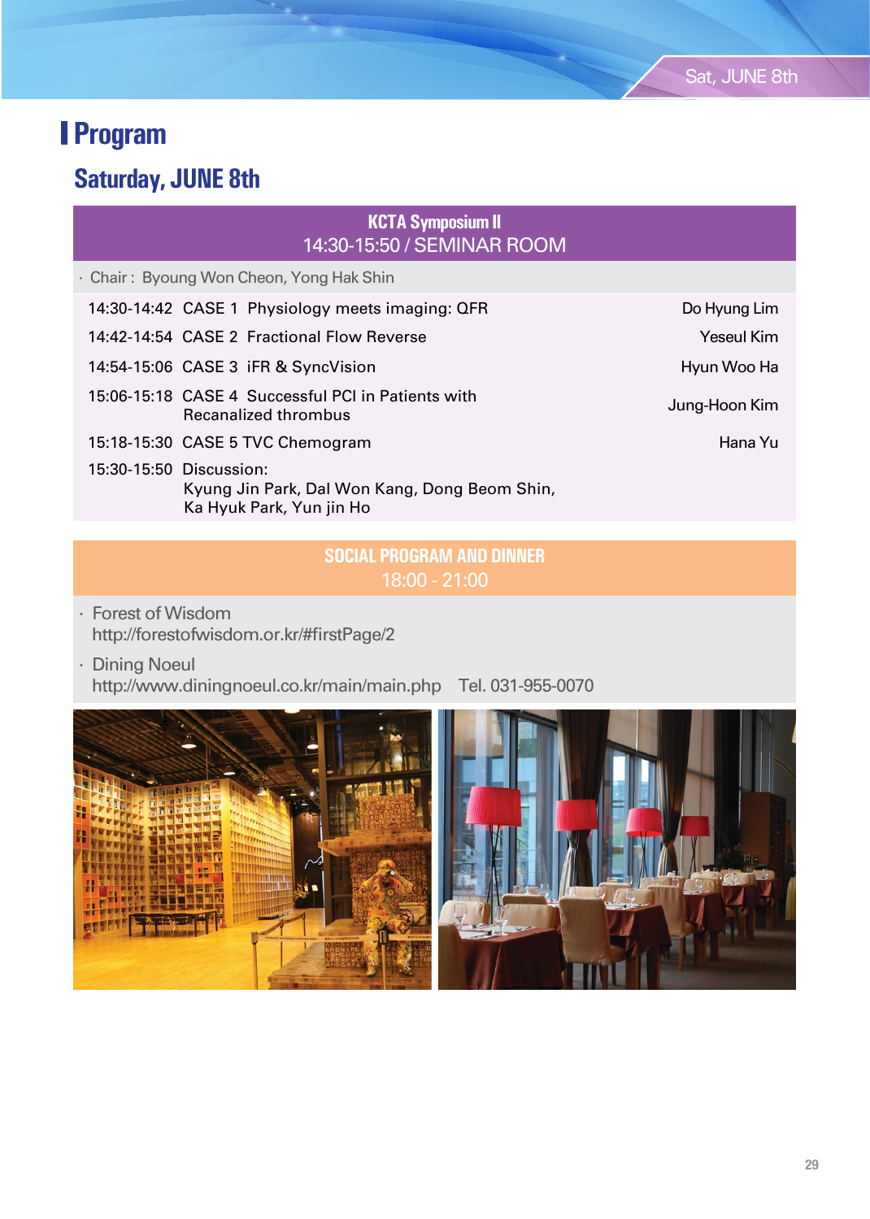# Program

## Saturday, JUNE 8th

| KCTA Symposium II<br>14:30-15:50 / SEMINAR ROOM | | |
|---|---|---|
| · Chair : Byoung Won Cheon, Yong Hak Shin | | |
| 14:30-14:42 | CASE 1 Physiology meets imaging: QFR | Do Hyung Lim |
| 14:42-14:54 | CASE 2 Fractional Flow Reverse | Yeseul Kim |
| 14:54-15:06 | CASE 3 iFR & SyncVision | Hyun Woo Ha |
| 15:06-15:18 | CASE 4 Successful PCI in Patients with Recanalized thrombus | Jung-Hoon Kim |
| 15:18-15:30 | CASE 5 TVC Chemogram | Hana Yu |
| 15:30-15:50 | Discussion: Kyung Jin Park, Dal Won Kang, Dong Beom Shin, Ka Hyuk Park, Yun jin Ho | |

### SOCIAL PROGRAM AND DINNER
18:00 - 21:00

- Forest of Wisdom
  http://forestofwisdom.or.kr/#firstPage/2
- Dining Noeul
  http://www.diningnoeul.co.kr/main/main.php Tel. 031-955-0070